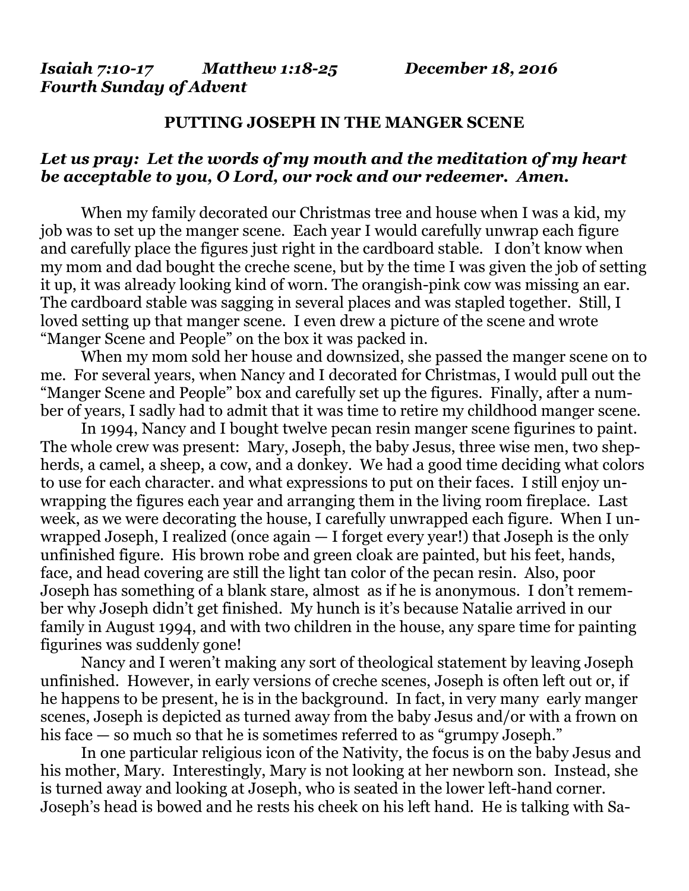***Isaiah 7:10-17*** ***Matthew 1:18-25*** ***December 18, 2016***
***Fourth Sunday of Advent***

**PUTTING JOSEPH IN THE MANGER SCENE**

***Let us pray: Let the words of my mouth and the meditation of my heart be acceptable to you, O Lord, our rock and our redeemer. Amen.***

When my family decorated our Christmas tree and house when I was a kid, my job was to set up the manger scene. Each year I would carefully unwrap each figure and carefully place the figures just right in the cardboard stable. I don't know when my mom and dad bought the creche scene, but by the time I was given the job of setting it up, it was already looking kind of worn. The orangish-pink cow was missing an ear. The cardboard stable was sagging in several places and was stapled together. Still, I loved setting up that manger scene. I even drew a picture of the scene and wrote "Manger Scene and People" on the box it was packed in.

When my mom sold her house and downsized, she passed the manger scene on to me. For several years, when Nancy and I decorated for Christmas, I would pull out the "Manger Scene and People" box and carefully set up the figures. Finally, after a number of years, I sadly had to admit that it was time to retire my childhood manger scene.

In 1994, Nancy and I bought twelve pecan resin manger scene figurines to paint. The whole crew was present: Mary, Joseph, the baby Jesus, three wise men, two shepherds, a camel, a sheep, a cow, and a donkey. We had a good time deciding what colors to use for each character. and what expressions to put on their faces. I still enjoy unwrapping the figures each year and arranging them in the living room fireplace. Last week, as we were decorating the house, I carefully unwrapped each figure. When I unwrapped Joseph, I realized (once again — I forget every year!) that Joseph is the only unfinished figure. His brown robe and green cloak are painted, but his feet, hands, face, and head covering are still the light tan color of the pecan resin. Also, poor Joseph has something of a blank stare, almost as if he is anonymous. I don't remember why Joseph didn't get finished. My hunch is it's because Natalie arrived in our family in August 1994, and with two children in the house, any spare time for painting figurines was suddenly gone!

Nancy and I weren't making any sort of theological statement by leaving Joseph unfinished. However, in early versions of creche scenes, Joseph is often left out or, if he happens to be present, he is in the background. In fact, in very many early manger scenes, Joseph is depicted as turned away from the baby Jesus and/or with a frown on his face — so much so that he is sometimes referred to as "grumpy Joseph."

In one particular religious icon of the Nativity, the focus is on the baby Jesus and his mother, Mary. Interestingly, Mary is not looking at her newborn son. Instead, she is turned away and looking at Joseph, who is seated in the lower left-hand corner. Joseph's head is bowed and he rests his cheek on his left hand. He is talking with Sa-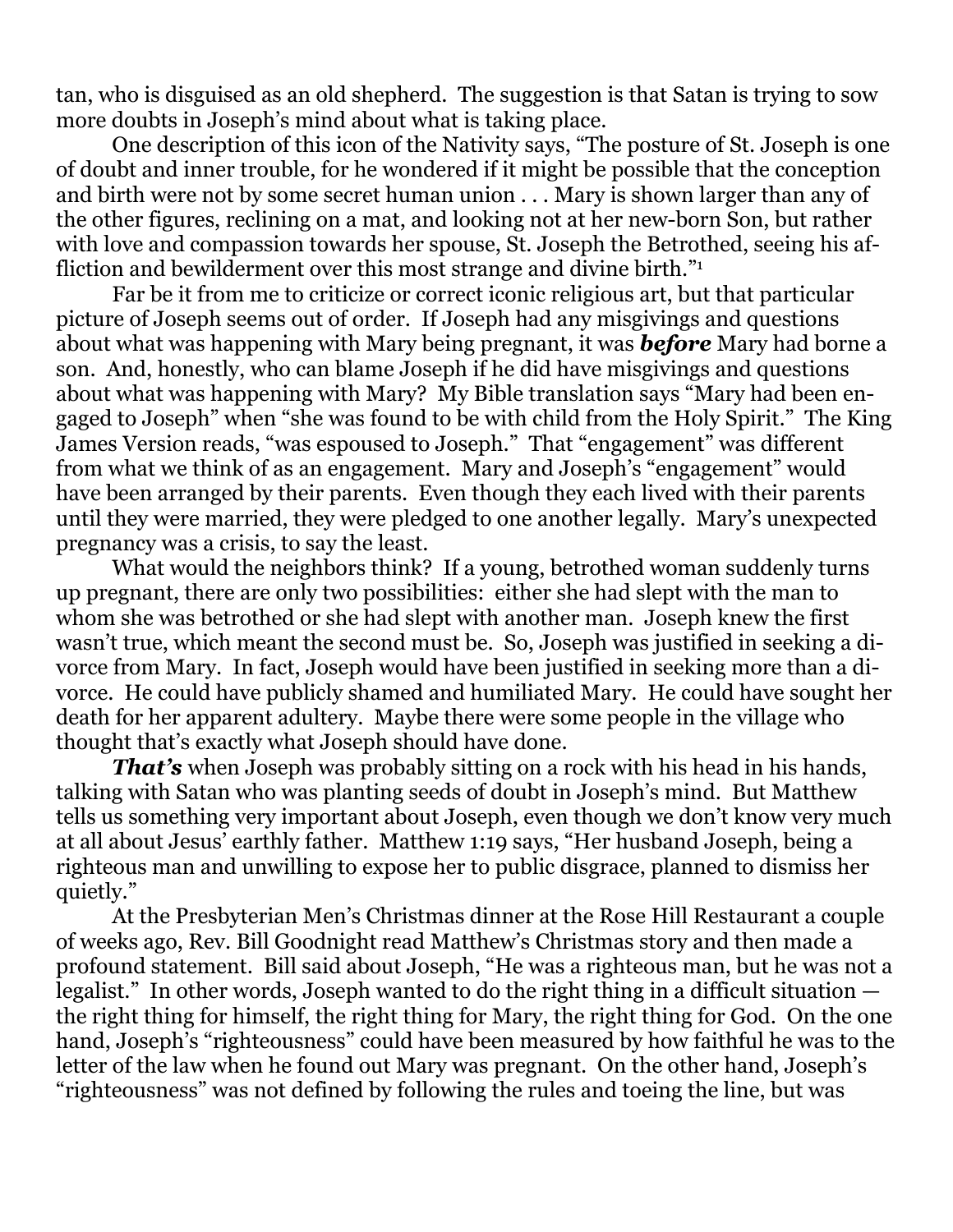tan, who is disguised as an old shepherd. The suggestion is that Satan is trying to sow more doubts in Joseph's mind about what is taking place.

One description of this icon of the Nativity says, "The posture of St. Joseph is one of doubt and inner trouble, for he wondered if it might be possible that the conception and birth were not by some secret human union . . . Mary is shown larger than any of the other figures, reclining on a mat, and looking not at her new-born Son, but rather with love and compassion towards her spouse, St. Joseph the Betrothed, seeing his affliction and bewilderment over this most strange and divine birth."[1]

Far be it from me to criticize or correct iconic religious art, but that particular picture of Joseph seems out of order. If Joseph had any misgivings and questions about what was happening with Mary being pregnant, it was ***before*** Mary had borne a son. And, honestly, who can blame Joseph if he did have misgivings and questions about what was happening with Mary? My Bible translation says "Mary had been engaged to Joseph" when "she was found to be with child from the Holy Spirit." The King James Version reads, "was espoused to Joseph." That "engagement" was different from what we think of as an engagement. Mary and Joseph's "engagement" would have been arranged by their parents. Even though they each lived with their parents until they were married, they were pledged to one another legally. Mary's unexpected pregnancy was a crisis, to say the least.

What would the neighbors think? If a young, betrothed woman suddenly turns up pregnant, there are only two possibilities: either she had slept with the man to whom she was betrothed or she had slept with another man. Joseph knew the first wasn't true, which meant the second must be. So, Joseph was justified in seeking a divorce from Mary. In fact, Joseph would have been justified in seeking more than a divorce. He could have publicly shamed and humiliated Mary. He could have sought her death for her apparent adultery. Maybe there were some people in the village who thought that's exactly what Joseph should have done.

***That's*** when Joseph was probably sitting on a rock with his head in his hands, talking with Satan who was planting seeds of doubt in Joseph's mind. But Matthew tells us something very important about Joseph, even though we don't know very much at all about Jesus' earthly father. Matthew 1:19 says, "Her husband Joseph, being a righteous man and unwilling to expose her to public disgrace, planned to dismiss her quietly."

At the Presbyterian Men's Christmas dinner at the Rose Hill Restaurant a couple of weeks ago, Rev. Bill Goodnight read Matthew's Christmas story and then made a profound statement. Bill said about Joseph, "He was a righteous man, but he was not a legalist." In other words, Joseph wanted to do the right thing in a difficult situation — the right thing for himself, the right thing for Mary, the right thing for God. On the one hand, Joseph's "righteousness" could have been measured by how faithful he was to the letter of the law when he found out Mary was pregnant. On the other hand, Joseph's "righteousness" was not defined by following the rules and toeing the line, but was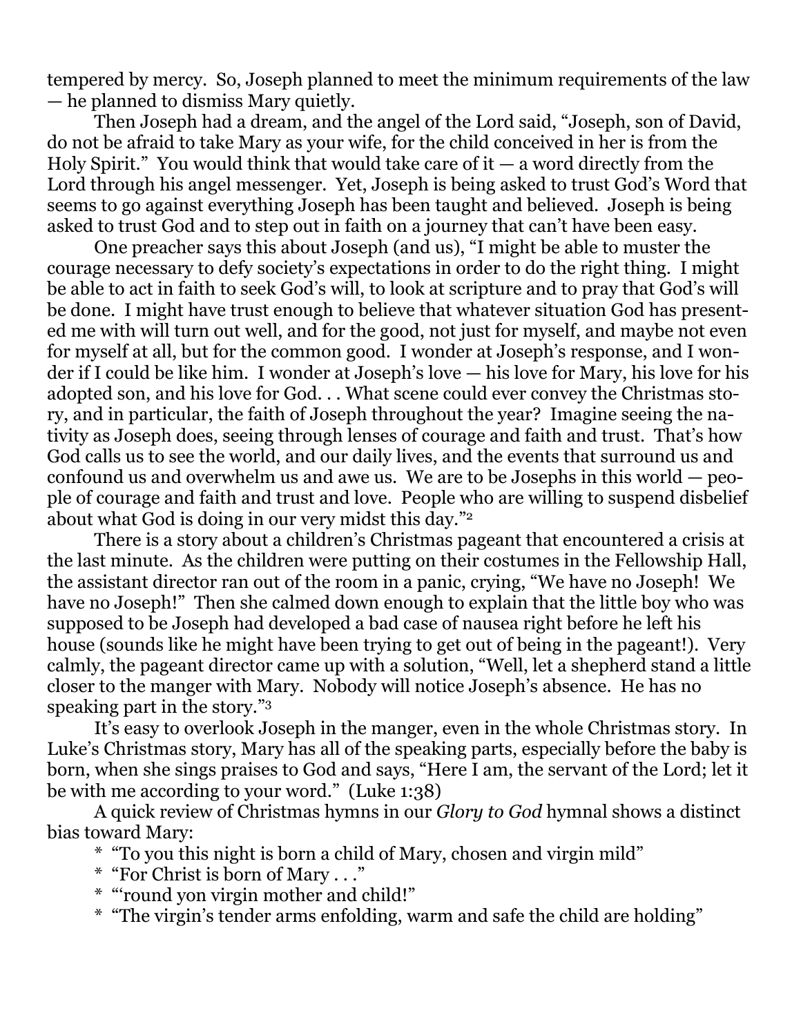tempered by mercy. So, Joseph planned to meet the minimum requirements of the law — he planned to dismiss Mary quietly.

Then Joseph had a dream, and the angel of the Lord said, "Joseph, son of David, do not be afraid to take Mary as your wife, for the child conceived in her is from the Holy Spirit." You would think that would take care of it — a word directly from the Lord through his angel messenger. Yet, Joseph is being asked to trust God's Word that seems to go against everything Joseph has been taught and believed. Joseph is being asked to trust God and to step out in faith on a journey that can't have been easy.

One preacher says this about Joseph (and us), "I might be able to muster the courage necessary to defy society's expectations in order to do the right thing. I might be able to act in faith to seek God's will, to look at scripture and to pray that God's will be done. I might have trust enough to believe that whatever situation God has presented me with will turn out well, and for the good, not just for myself, and maybe not even for myself at all, but for the common good. I wonder at Joseph's response, and I wonder if I could be like him. I wonder at Joseph's love — his love for Mary, his love for his adopted son, and his love for God. . . What scene could ever convey the Christmas story, and in particular, the faith of Joseph throughout the year? Imagine seeing the nativity as Joseph does, seeing through lenses of courage and faith and trust. That's how God calls us to see the world, and our daily lives, and the events that surround us and confound us and overwhelm us and awe us. We are to be Josephs in this world — people of courage and faith and trust and love. People who are willing to suspend disbelief about what God is doing in our very midst this day."[2]

There is a story about a children's Christmas pageant that encountered a crisis at the last minute. As the children were putting on their costumes in the Fellowship Hall, the assistant director ran out of the room in a panic, crying, "We have no Joseph! We have no Joseph!" Then she calmed down enough to explain that the little boy who was supposed to be Joseph had developed a bad case of nausea right before he left his house (sounds like he might have been trying to get out of being in the pageant!). Very calmly, the pageant director came up with a solution, "Well, let a shepherd stand a little closer to the manger with Mary. Nobody will notice Joseph's absence. He has no speaking part in the story."[3]

It's easy to overlook Joseph in the manger, even in the whole Christmas story. In Luke's Christmas story, Mary has all of the speaking parts, especially before the baby is born, when she sings praises to God and says, "Here I am, the servant of the Lord; let it be with me according to your word." (Luke 1:38)

A quick review of Christmas hymns in our *Glory to God* hymnal shows a distinct bias toward Mary:

- "To you this night is born a child of Mary, chosen and virgin mild"
- "For Christ is born of Mary . . ."
- "'round yon virgin mother and child!"
- "The virgin's tender arms enfolding, warm and safe the child are holding"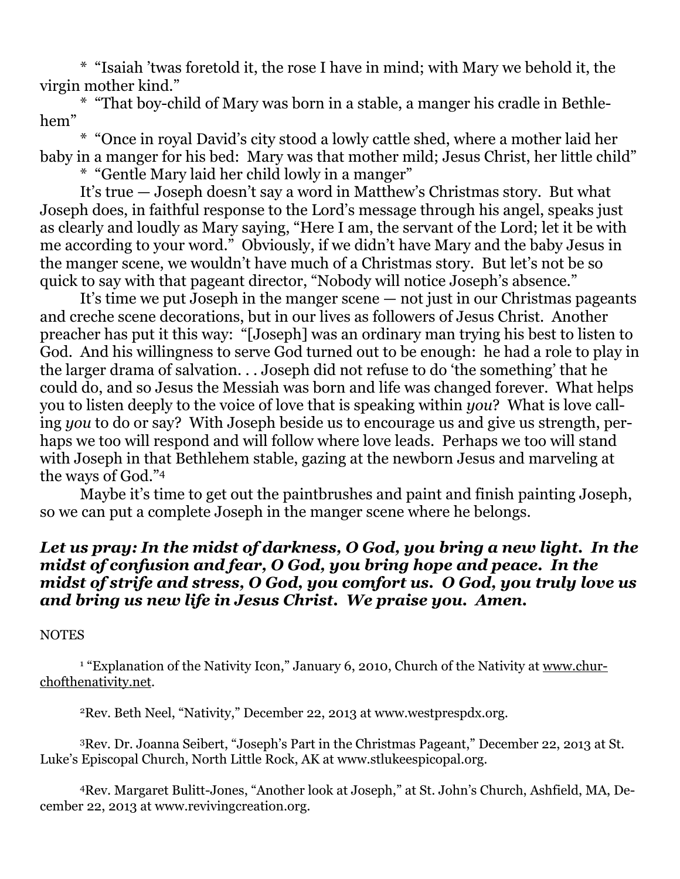\* "Isaiah 'twas foretold it, the rose I have in mind; with Mary we behold it, the virgin mother kind."

\* "That boy-child of Mary was born in a stable, a manger his cradle in Bethlehem"

\* "Once in royal David's city stood a lowly cattle shed, where a mother laid her baby in a manger for his bed: Mary was that mother mild; Jesus Christ, her little child"

\* "Gentle Mary laid her child lowly in a manger"

It's true — Joseph doesn't say a word in Matthew's Christmas story. But what Joseph does, in faithful response to the Lord's message through his angel, speaks just as clearly and loudly as Mary saying, "Here I am, the servant of the Lord; let it be with me according to your word." Obviously, if we didn't have Mary and the baby Jesus in the manger scene, we wouldn't have much of a Christmas story. But let's not be so quick to say with that pageant director, "Nobody will notice Joseph's absence."

It's time we put Joseph in the manger scene — not just in our Christmas pageants and creche scene decorations, but in our lives as followers of Jesus Christ. Another preacher has put it this way: "[Joseph] was an ordinary man trying his best to listen to God. And his willingness to serve God turned out to be enough: he had a role to play in the larger drama of salvation. . . Joseph did not refuse to do 'the something' that he could do, and so Jesus the Messiah was born and life was changed forever. What helps you to listen deeply to the voice of love that is speaking within *you*? What is love calling *you* to do or say? With Joseph beside us to encourage us and give us strength, perhaps we too will respond and will follow where love leads. Perhaps we too will stand with Joseph in that Bethlehem stable, gazing at the newborn Jesus and marveling at the ways of God."[4]

Maybe it's time to get out the paintbrushes and paint and finish painting Joseph, so we can put a complete Joseph in the manger scene where he belongs.

***Let us pray: In the midst of darkness, O God, you bring a new light. In the midst of confusion and fear, O God, you bring hope and peace. In the midst of strife and stress, O God, you comfort us. O God, you truly love us and bring us new life in Jesus Christ. We praise you. Amen.***

NOTES

[1] "Explanation of the Nativity Icon," January 6, 2010, Church of the Nativity at www.churchofthenativity.net.

[2] Rev. Beth Neel, "Nativity," December 22, 2013 at www.westprespdx.org.

[3] Rev. Dr. Joanna Seibert, "Joseph's Part in the Christmas Pageant," December 22, 2013 at St. Luke's Episcopal Church, North Little Rock, AK at www.stlukeespicopal.org.

[4] Rev. Margaret Bulitt-Jones, "Another look at Joseph," at St. John's Church, Ashfield, MA, December 22, 2013 at www.revivingcreation.org.